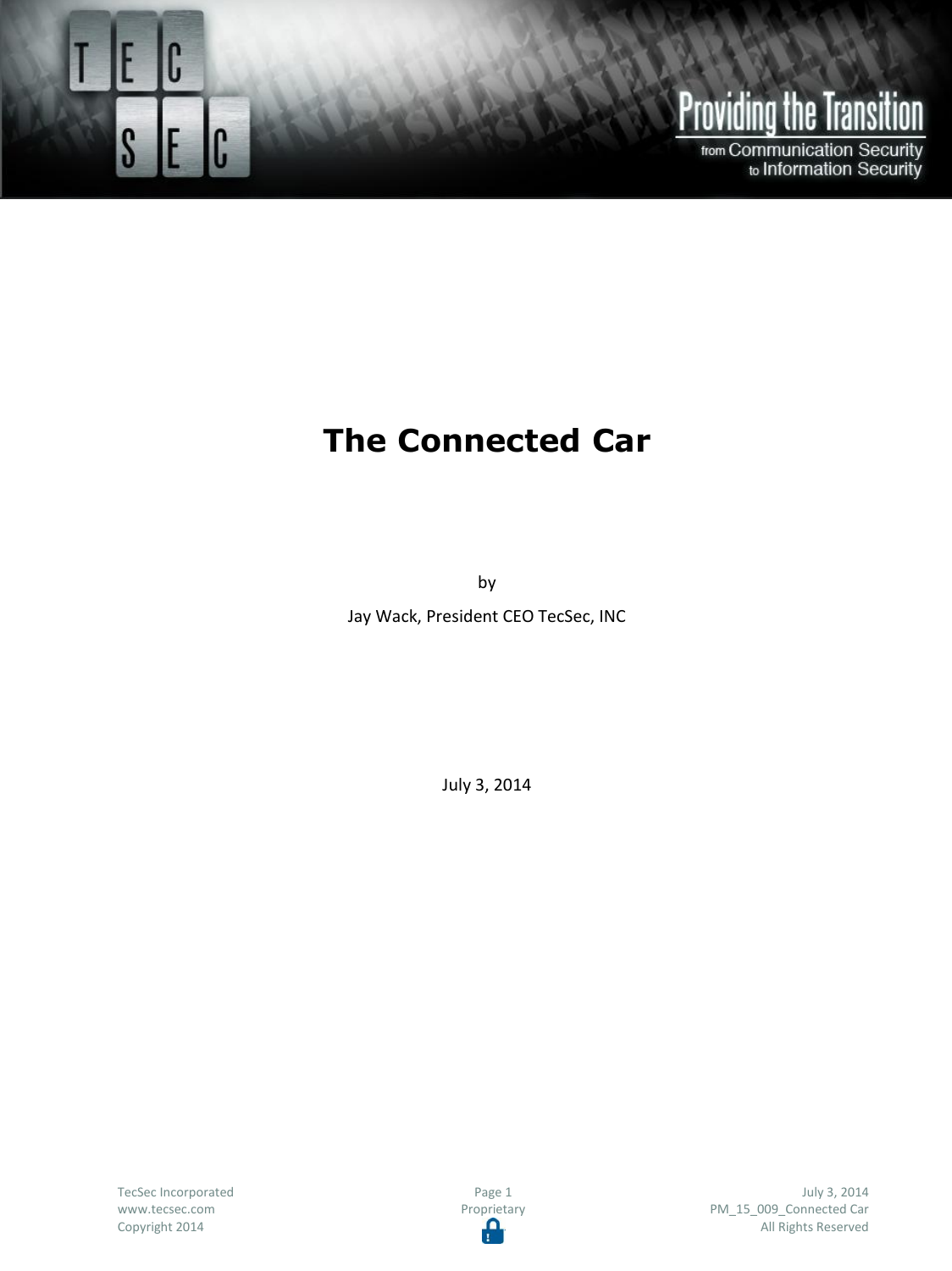# The Connected Car

by

Jay Wack, President CEO TecSec, INC

July 3, 2014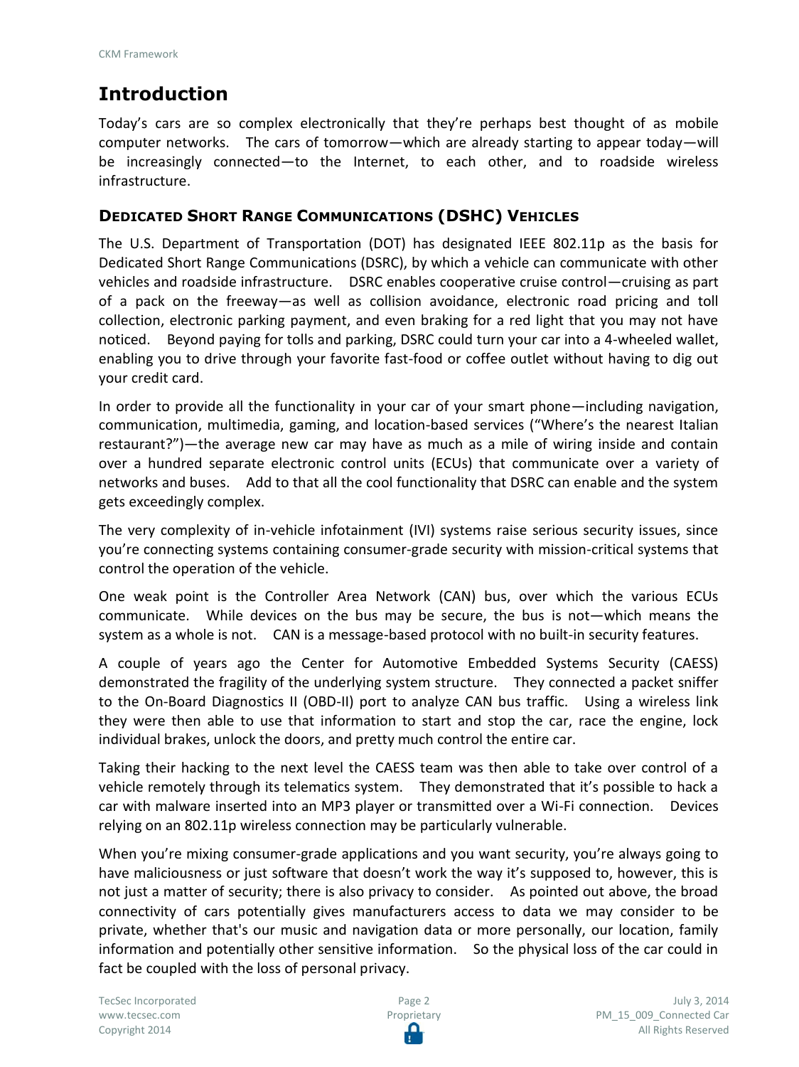# Introduction

Today's cars are so complex electronically that they're perhaps best thought of as mobile computer networks. The cars of tomorrow—which are already starting to appear today—will be increasingly connected—to the Internet, to each other, and to roadside wireless infrastructure.

## Dedicated Short Range Communications (DSHC) Vehicles

The U.S. Department of Transportation (DOT) has designated IEEE 802.11p as the basis for Dedicated Short Range Communications (DSRC), by which a vehicle can communicate with other vehicles and roadside infrastructure. DSRC enables cooperative cruise control—cruising as part of a pack on the freeway—as well as collision avoidance, electronic road pricing and toll collection, electronic parking payment, and even braking for a red light that you may not have noticed. Beyond paying for tolls and parking, DSRC could turn your car into a 4-wheeled wallet, enabling you to drive through your favorite fast-food or coffee outlet without having to dig out your credit card.

In order to provide all the functionality in your car of your smart phone—including navigation, communication, multimedia, gaming, and location-based services ("Where's the nearest Italian restaurant?")—the average new car may have as much as a mile of wiring inside and contain over a hundred separate electronic control units (ECUs) that communicate over a variety of networks and buses. Add to that all the cool functionality that DSRC can enable and the system gets exceedingly complex.

The very complexity of in-vehicle infotainment (IVI) systems raise serious security issues, since you're connecting systems containing consumer-grade security with mission-critical systems that control the operation of the vehicle.

One weak point is the Controller Area Network (CAN) bus, over which the various ECUs communicate. While devices on the bus may be secure, the bus is not—which means the system as a whole is not. CAN is a message-based protocol with no built-in security features.

A couple of years ago the Center for Automotive Embedded Systems Security (CAESS) demonstrated the fragility of the underlying system structure. They connected a packet sniffer to the On-Board Diagnostics II (OBD-II) port to analyze CAN bus traffic. Using a wireless link they were then able to use that information to start and stop the car, race the engine, lock individual brakes, unlock the doors, and pretty much control the entire car.

Taking their hacking to the next level the CAESS team was then able to take over control of a vehicle remotely through its telematics system. They demonstrated that it's possible to hack a car with malware inserted into an MP3 player or transmitted over a Wi-Fi connection. Devices relying on an 802.11p wireless connection may be particularly vulnerable.

When you're mixing consumer-grade applications and you want security, you're always going to have maliciousness or just software that doesn't work the way it's supposed to, however, this is not just a matter of security; there is also privacy to consider. As pointed out above, the broad connectivity of cars potentially gives manufacturers access to data we may consider to be private, whether that's our music and navigation data or more personally, our location, family information and potentially other sensitive information. So the physical loss of the car could in fact be coupled with the loss of personal privacy.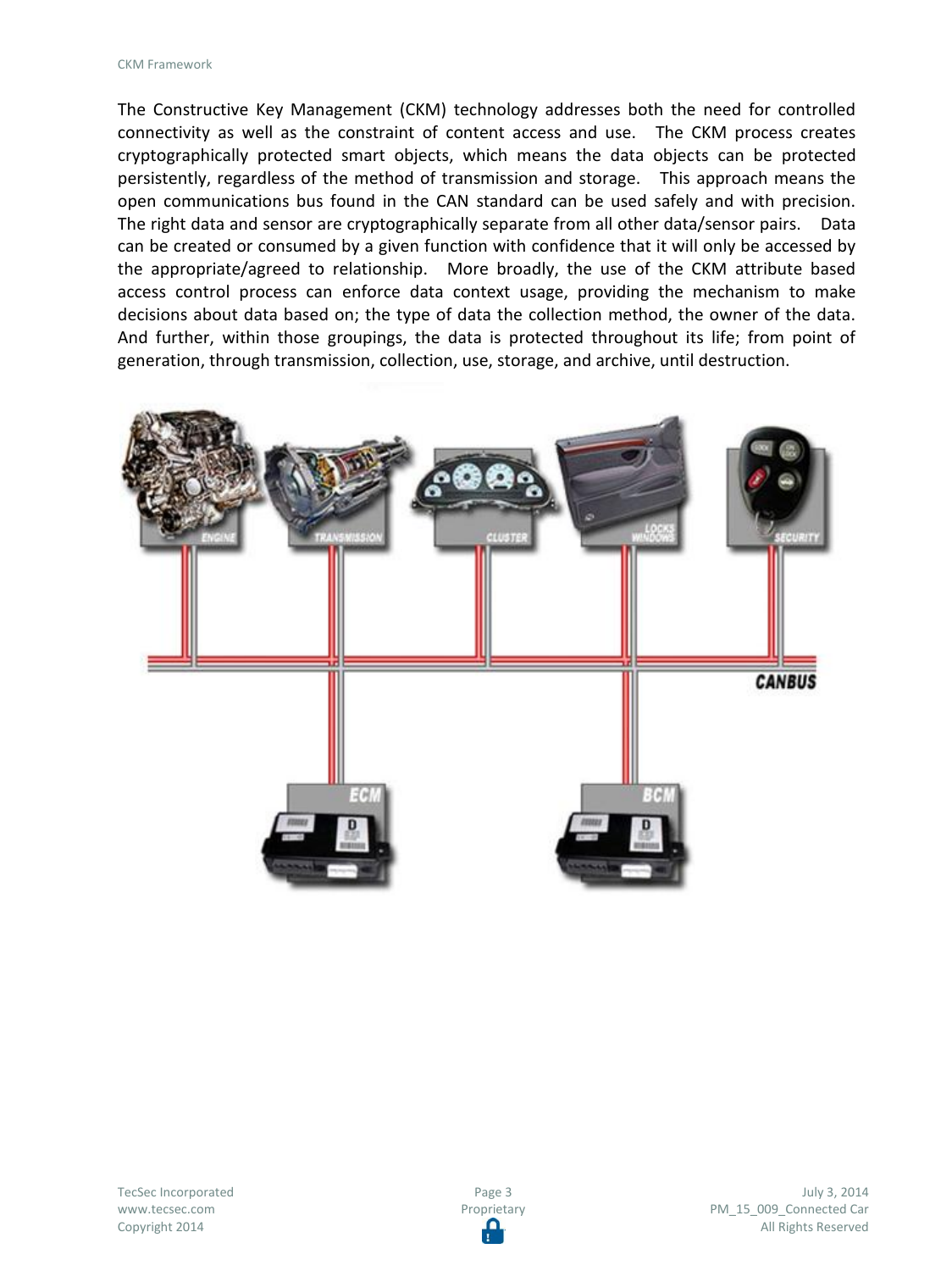The Constructive Key Management (CKM) technology addresses both the need for controlled connectivity as well as the constraint of content access and use. The CKM process creates cryptographically protected smart objects, which means the data objects can be protected persistently, regardless of the method of transmission and storage. This approach means the open communications bus found in the CAN standard can be used safely and with precision. The right data and sensor are cryptographically separate from all other data/sensor pairs. Data can be created or consumed by a given function with confidence that it will only be accessed by the appropriate/agreed to relationship. More broadly, the use of the CKM attribute based access control process can enforce data context usage, providing the mechanism to make decisions about data based on; the type of data the collection method, the owner of the data. And further, within those groupings, the data is protected throughout its life; from point of generation, through transmission, collection, use, storage, and archive, until destruction.

ENGINE

TRANSMISSION

CLUSTER

LOCKS WINDOWS

SECURITY

CANBUS

ECM

BCM